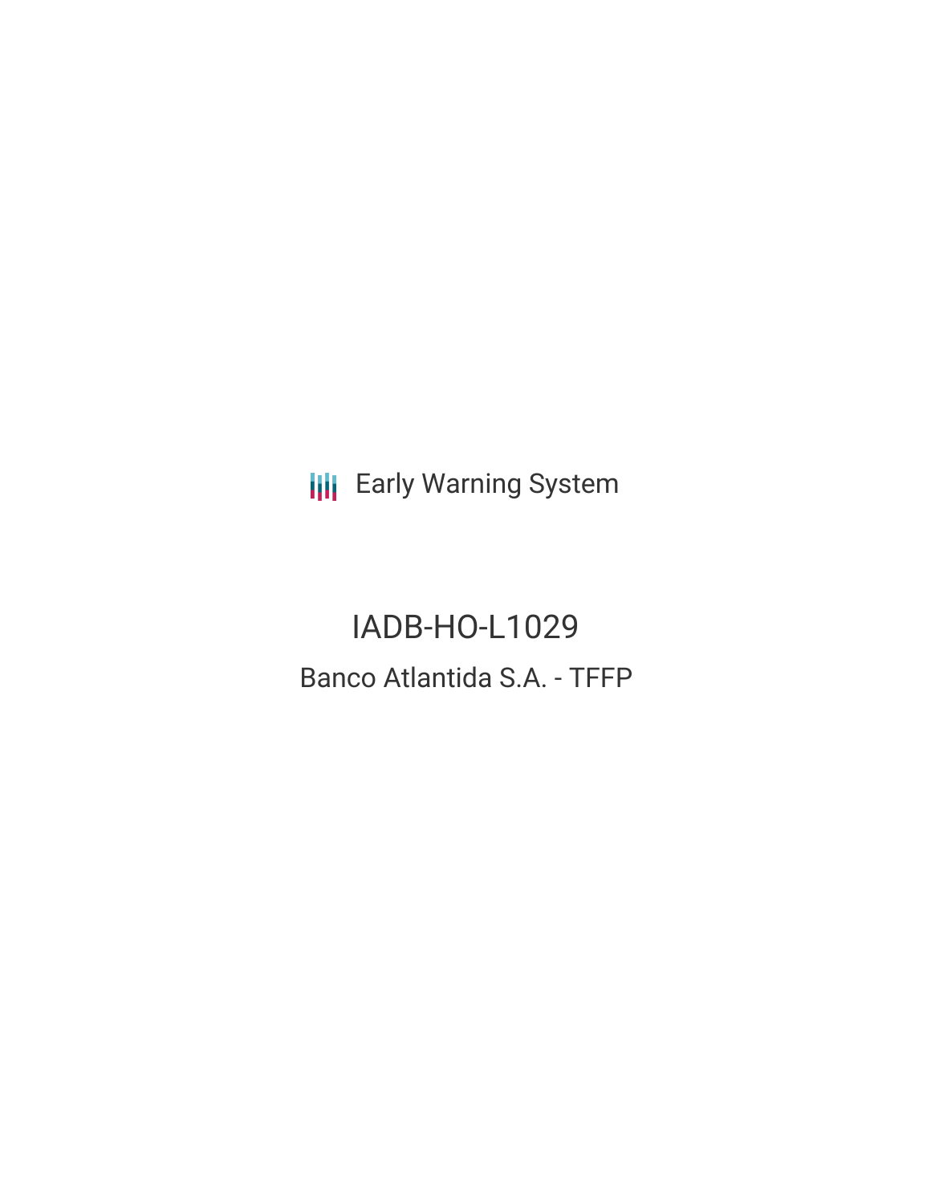Early Warning System

# IADB-HO-L1029

## Banco Atlantida S.A. - TFFP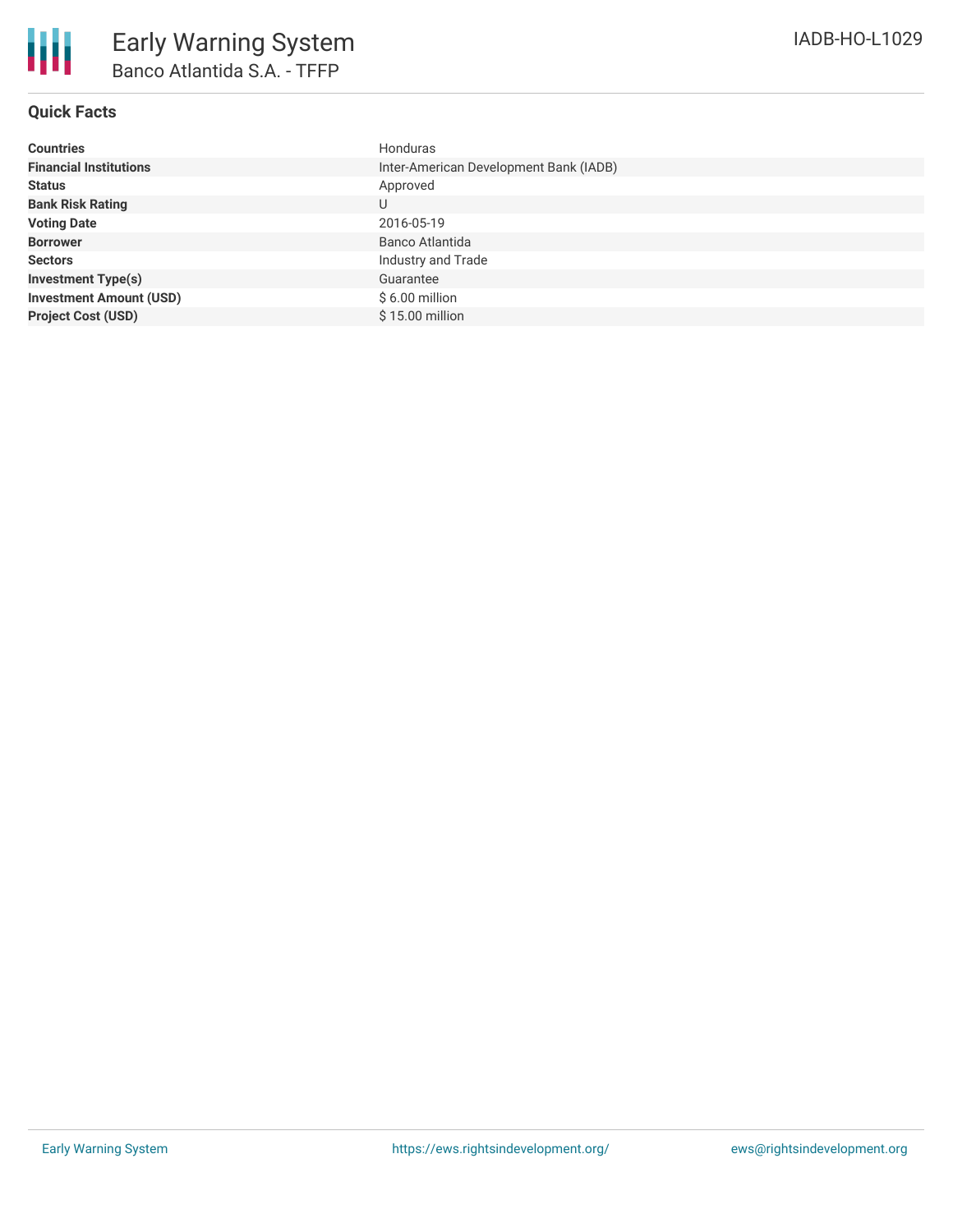# Early Warning System

## Banco Atlantida S.A. - TFFP

IADB-HO-L1029

### Quick Facts

| | |
|---|---|
| **Countries** | Honduras |
| **Financial Institutions** | Inter-American Development Bank (IADB) |
| **Status** | Approved |
| **Bank Risk Rating** | U |
| **Voting Date** | 2016-05-19 |
| **Borrower** | Banco Atlantida |
| **Sectors** | Industry and Trade |
| **Investment Type(s)** | Guarantee |
| **Investment Amount (USD)** | $ 6.00 million |
| **Project Cost (USD)** | $ 15.00 million |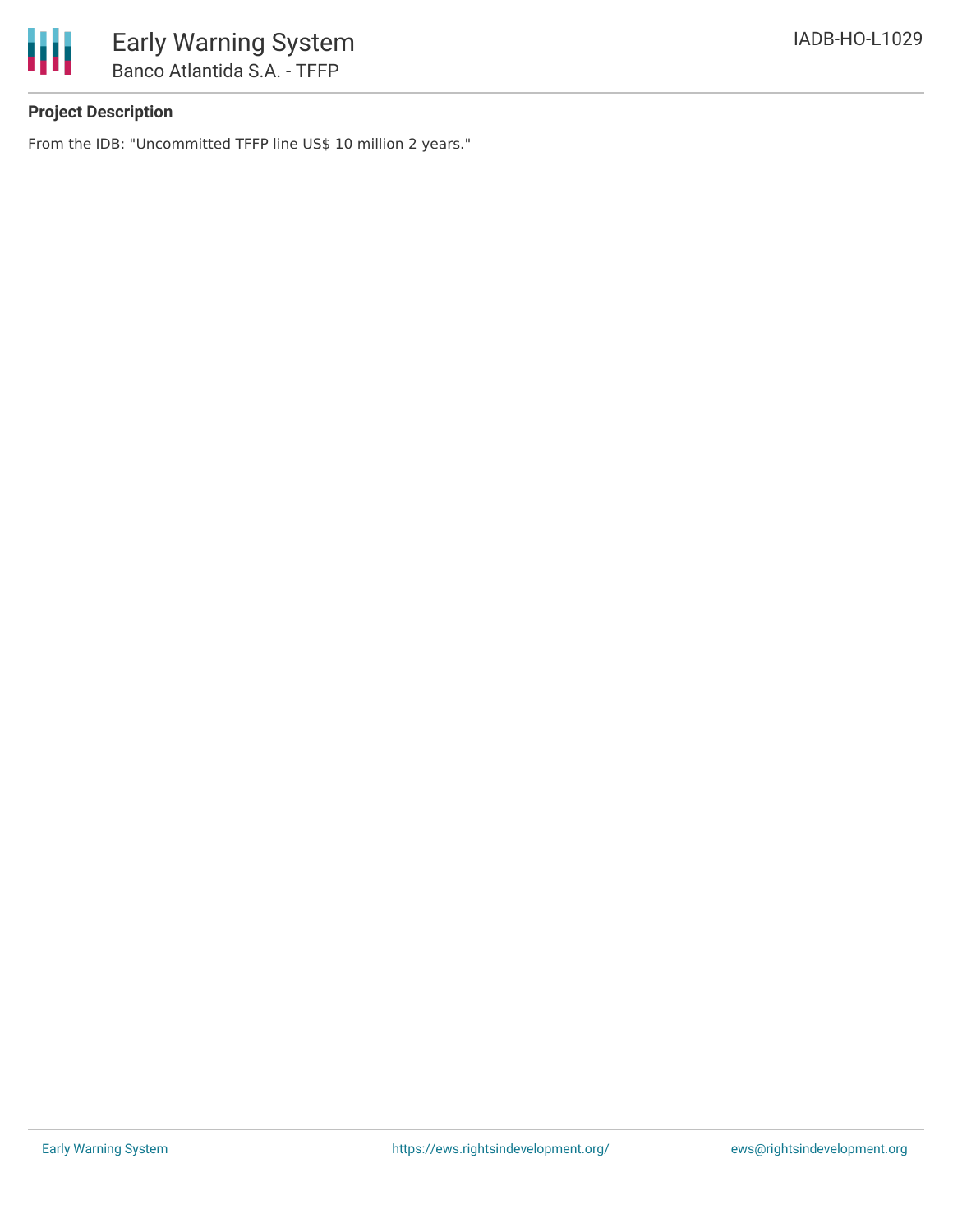**Project Description**

From the IDB: "Uncommitted TFFP line US$ 10 million 2 years."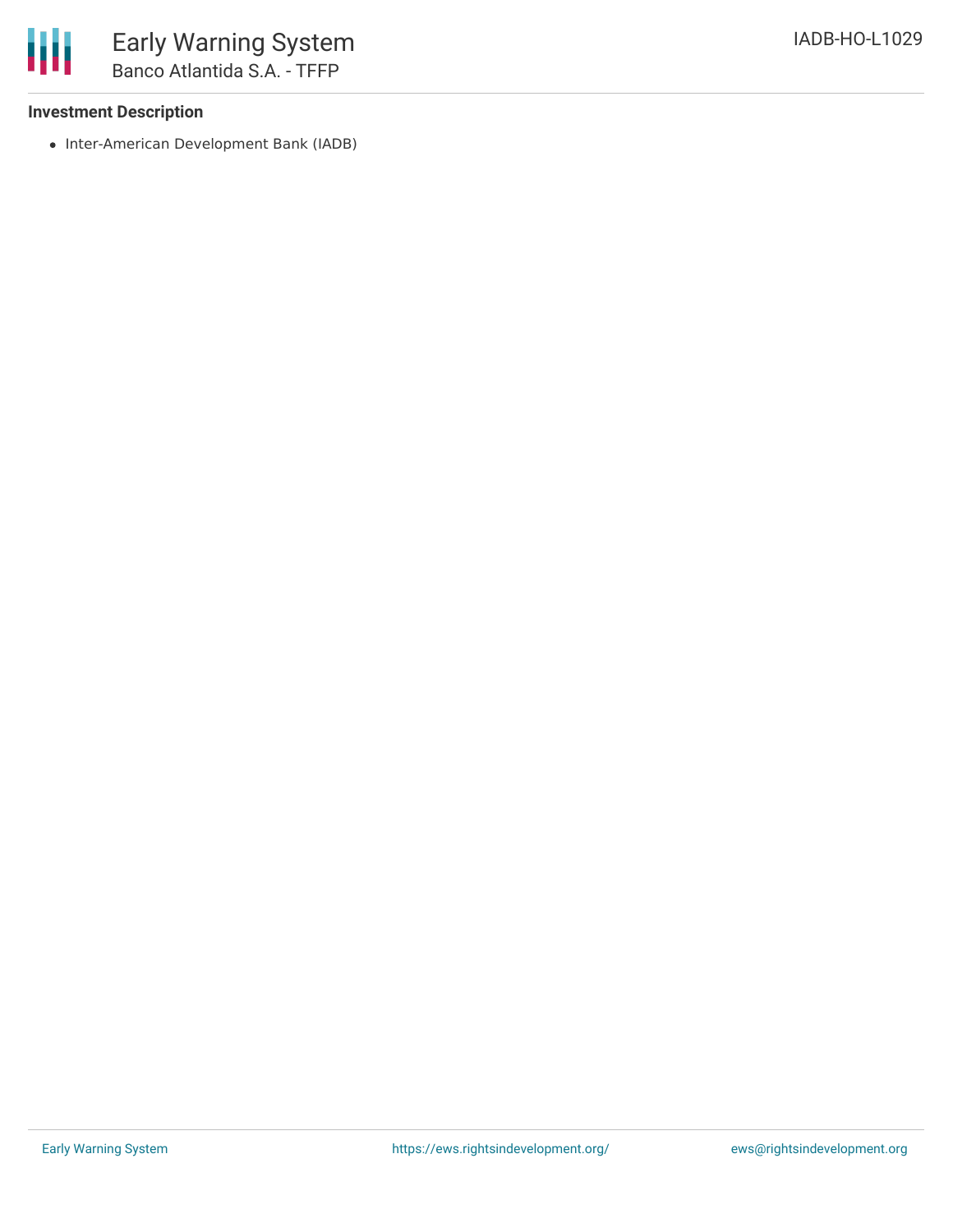### Investment Description

- Inter-American Development Bank (IADB)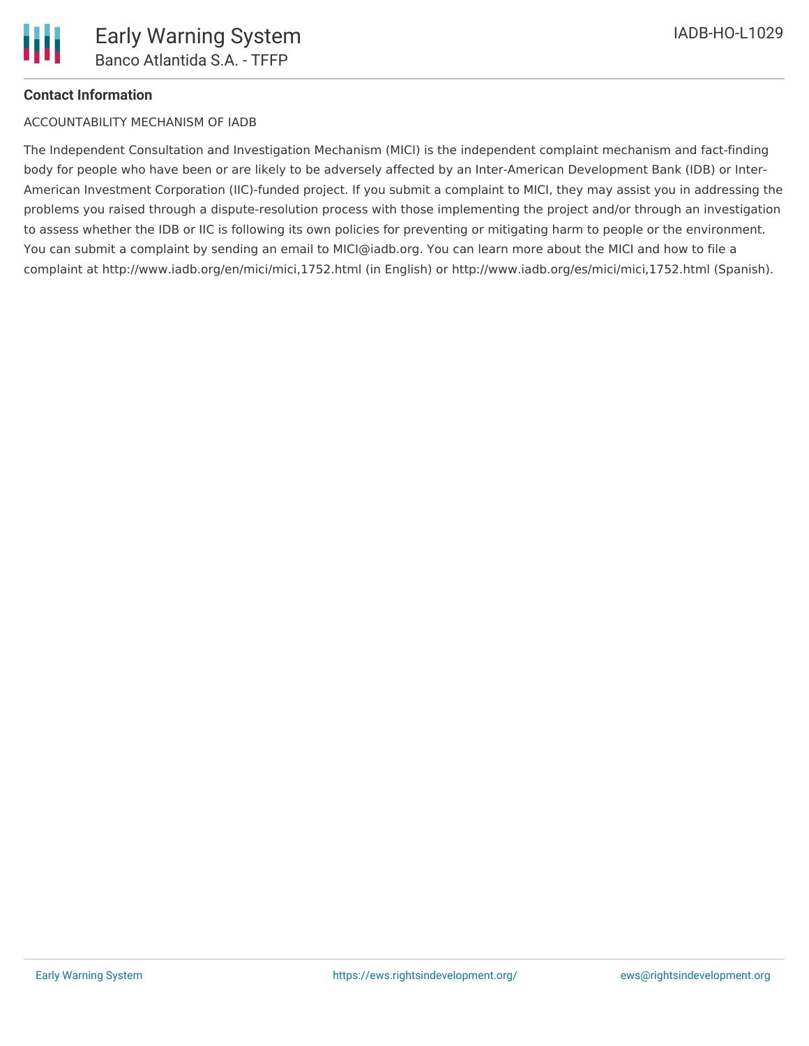**Contact Information**

ACCOUNTABILITY MECHANISM OF IADB

The Independent Consultation and Investigation Mechanism (MICI) is the independent complaint mechanism and fact-finding body for people who have been or are likely to be adversely affected by an Inter-American Development Bank (IDB) or Inter-American Investment Corporation (IIC)-funded project. If you submit a complaint to MICI, they may assist you in addressing the problems you raised through a dispute-resolution process with those implementing the project and/or through an investigation to assess whether the IDB or IIC is following its own policies for preventing or mitigating harm to people or the environment. You can submit a complaint by sending an email to MICI@iadb.org. You can learn more about the MICI and how to file a complaint at http://www.iadb.org/en/mici/mici,1752.html (in English) or http://www.iadb.org/es/mici/mici,1752.html (Spanish).